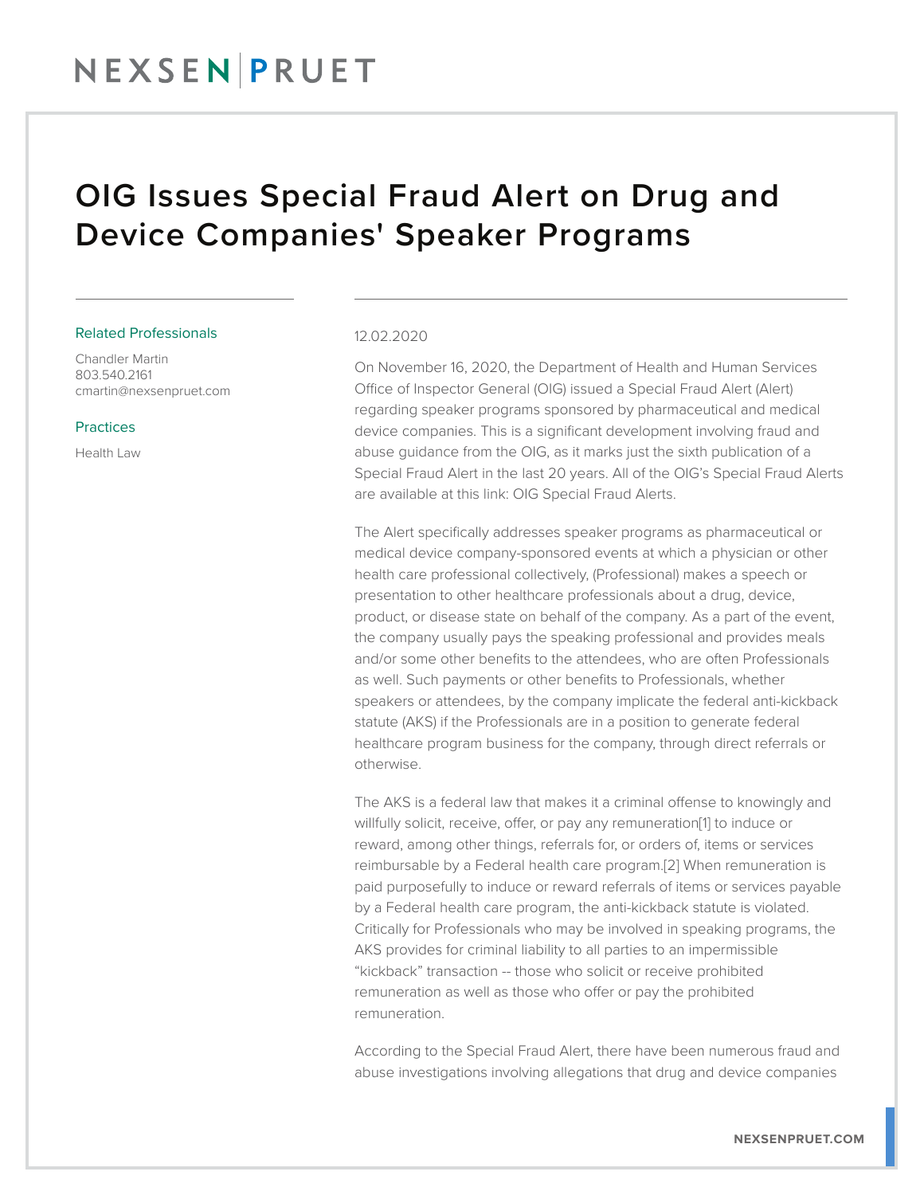# OIG Issues Special Fraud Alert on Drug and Device Companies' Speaker Programs

### Related Professionals

Chandler Martin
803.540.2161
cmartin@nexsenpruet.com

### Practices

Health Law

12.02.2020

On November 16, 2020, the Department of Health and Human Services Office of Inspector General (OIG) issued a Special Fraud Alert (Alert) regarding speaker programs sponsored by pharmaceutical and medical device companies. This is a significant development involving fraud and abuse guidance from the OIG, as it marks just the sixth publication of a Special Fraud Alert in the last 20 years. All of the OIG's Special Fraud Alerts are available at this link: OIG Special Fraud Alerts.

The Alert specifically addresses speaker programs as pharmaceutical or medical device company-sponsored events at which a physician or other health care professional collectively, (Professional) makes a speech or presentation to other healthcare professionals about a drug, device, product, or disease state on behalf of the company. As a part of the event, the company usually pays the speaking professional and provides meals and/or some other benefits to the attendees, who are often Professionals as well. Such payments or other benefits to Professionals, whether speakers or attendees, by the company implicate the federal anti-kickback statute (AKS) if the Professionals are in a position to generate federal healthcare program business for the company, through direct referrals or otherwise.

The AKS is a federal law that makes it a criminal offense to knowingly and willfully solicit, receive, offer, or pay any remuneration[1] to induce or reward, among other things, referrals for, or orders of, items or services reimbursable by a Federal health care program.[2] When remuneration is paid purposefully to induce or reward referrals of items or services payable by a Federal health care program, the anti-kickback statute is violated. Critically for Professionals who may be involved in speaking programs, the AKS provides for criminal liability to all parties to an impermissible "kickback" transaction -- those who solicit or receive prohibited remuneration as well as those who offer or pay the prohibited remuneration.

According to the Special Fraud Alert, there have been numerous fraud and abuse investigations involving allegations that drug and device companies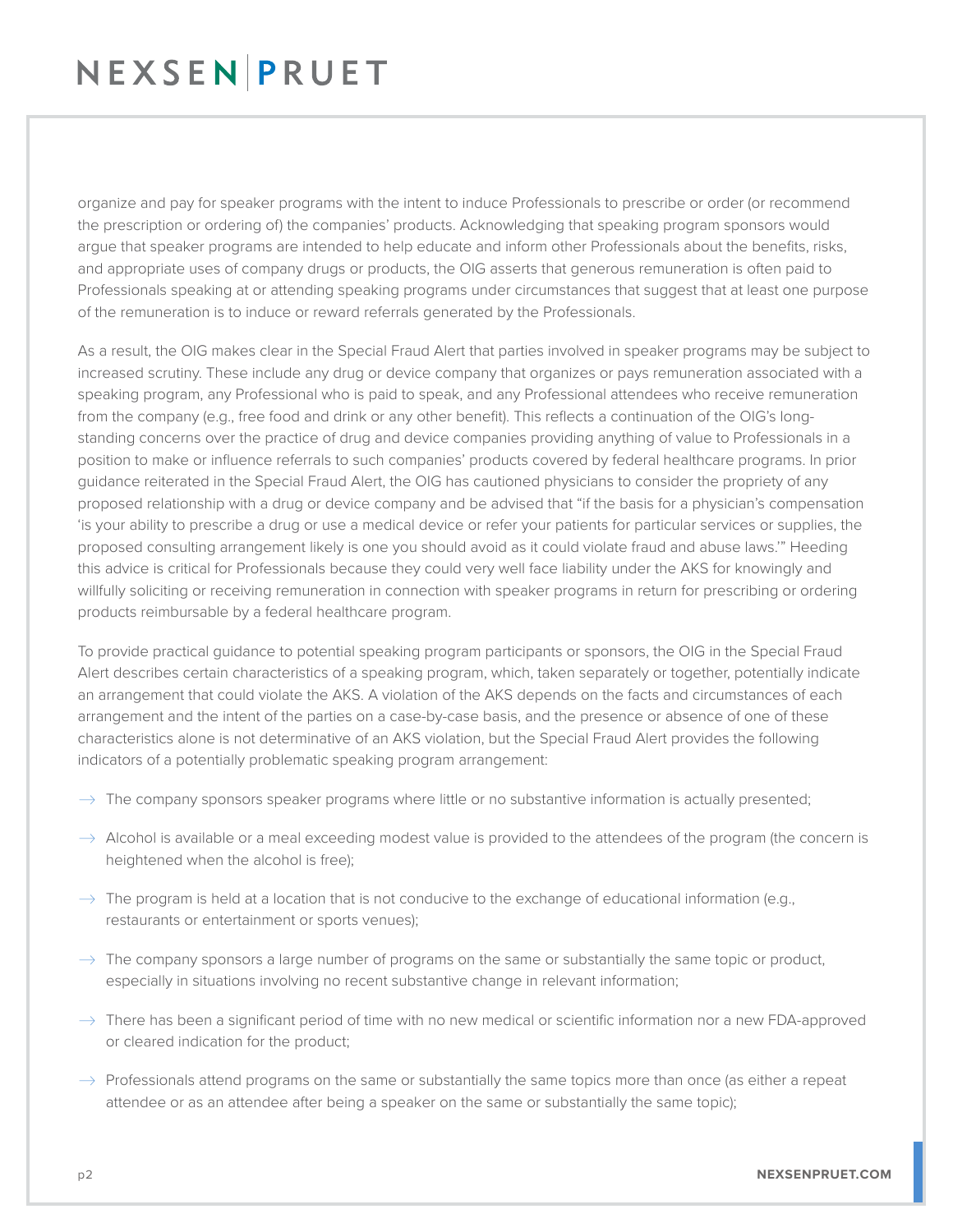organize and pay for speaker programs with the intent to induce Professionals to prescribe or order (or recommend the prescription or ordering of) the companies' products. Acknowledging that speaking program sponsors would argue that speaker programs are intended to help educate and inform other Professionals about the benefits, risks, and appropriate uses of company drugs or products, the OIG asserts that generous remuneration is often paid to Professionals speaking at or attending speaking programs under circumstances that suggest that at least one purpose of the remuneration is to induce or reward referrals generated by the Professionals.

As a result, the OIG makes clear in the Special Fraud Alert that parties involved in speaker programs may be subject to increased scrutiny. These include any drug or device company that organizes or pays remuneration associated with a speaking program, any Professional who is paid to speak, and any Professional attendees who receive remuneration from the company (e.g., free food and drink or any other benefit). This reflects a continuation of the OIG's long-standing concerns over the practice of drug and device companies providing anything of value to Professionals in a position to make or influence referrals to such companies' products covered by federal healthcare programs. In prior guidance reiterated in the Special Fraud Alert, the OIG has cautioned physicians to consider the propriety of any proposed relationship with a drug or device company and be advised that "if the basis for a physician's compensation 'is your ability to prescribe a drug or use a medical device or refer your patients for particular services or supplies, the proposed consulting arrangement likely is one you should avoid as it could violate fraud and abuse laws.'" Heeding this advice is critical for Professionals because they could very well face liability under the AKS for knowingly and willfully soliciting or receiving remuneration in connection with speaker programs in return for prescribing or ordering products reimbursable by a federal healthcare program.

To provide practical guidance to potential speaking program participants or sponsors, the OIG in the Special Fraud Alert describes certain characteristics of a speaking program, which, taken separately or together, potentially indicate an arrangement that could violate the AKS. A violation of the AKS depends on the facts and circumstances of each arrangement and the intent of the parties on a case-by-case basis, and the presence or absence of one of these characteristics alone is not determinative of an AKS violation, but the Special Fraud Alert provides the following indicators of a potentially problematic speaking program arrangement:

- The company sponsors speaker programs where little or no substantive information is actually presented;
- Alcohol is available or a meal exceeding modest value is provided to the attendees of the program (the concern is heightened when the alcohol is free);
- The program is held at a location that is not conducive to the exchange of educational information (e.g., restaurants or entertainment or sports venues);
- The company sponsors a large number of programs on the same or substantially the same topic or product, especially in situations involving no recent substantive change in relevant information;
- There has been a significant period of time with no new medical or scientific information nor a new FDA-approved or cleared indication for the product;
- Professionals attend programs on the same or substantially the same topics more than once (as either a repeat attendee or as an attendee after being a speaker on the same or substantially the same topic);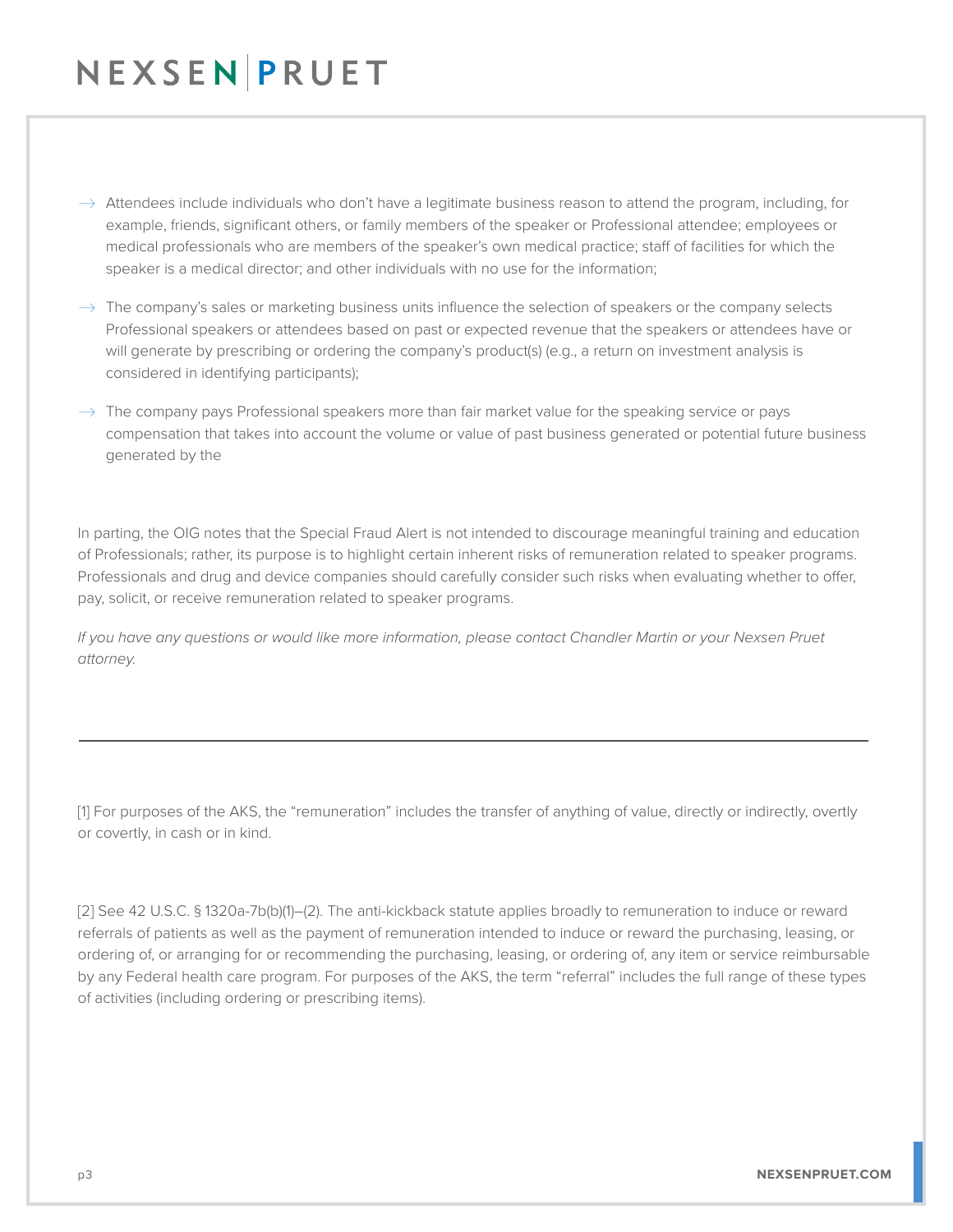- Attendees include individuals who don't have a legitimate business reason to attend the program, including, for example, friends, significant others, or family members of the speaker or Professional attendee; employees or medical professionals who are members of the speaker's own medical practice; staff of facilities for which the speaker is a medical director; and other individuals with no use for the information;
- The company's sales or marketing business units influence the selection of speakers or the company selects Professional speakers or attendees based on past or expected revenue that the speakers or attendees have or will generate by prescribing or ordering the company's product(s) (e.g., a return on investment analysis is considered in identifying participants);
- The company pays Professional speakers more than fair market value for the speaking service or pays compensation that takes into account the volume or value of past business generated or potential future business generated by the

In parting, the OIG notes that the Special Fraud Alert is not intended to discourage meaningful training and education of Professionals; rather, its purpose is to highlight certain inherent risks of remuneration related to speaker programs. Professionals and drug and device companies should carefully consider such risks when evaluating whether to offer, pay, solicit, or receive remuneration related to speaker programs.

*If you have any questions or would like more information, please contact Chandler Martin or your Nexsen Pruet attorney.*

---

[1] For purposes of the AKS, the "remuneration" includes the transfer of anything of value, directly or indirectly, overtly or covertly, in cash or in kind.

[2] See 42 U.S.C. § 1320a-7b(b)(1)–(2). The anti-kickback statute applies broadly to remuneration to induce or reward referrals of patients as well as the payment of remuneration intended to induce or reward the purchasing, leasing, or ordering of, or arranging for or recommending the purchasing, leasing, or ordering of, any item or service reimbursable by any Federal health care program. For purposes of the AKS, the term "referral" includes the full range of these types of activities (including ordering or prescribing items).